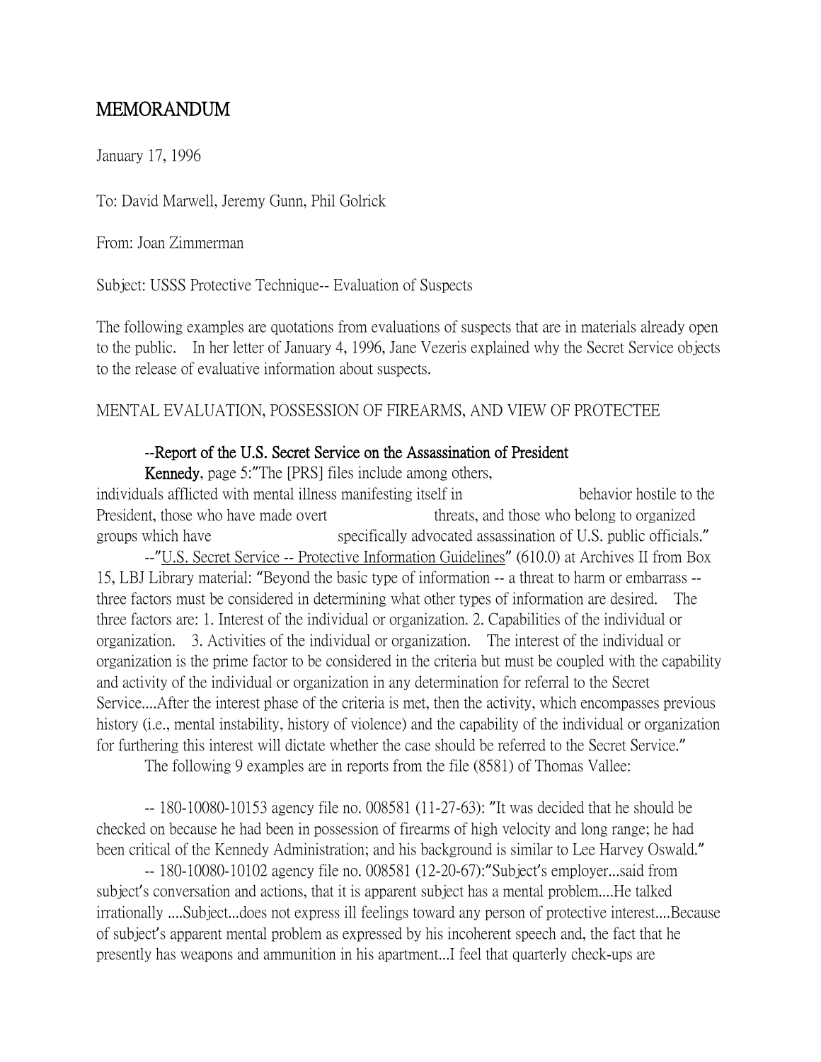# MEMORANDUM

January 17, 1996

To: David Marwell, Jeremy Gunn, Phil Golrick

From: Joan Zimmerman

Subject: USSS Protective Technique-- Evaluation of Suspects

The following examples are quotations from evaluations of suspects that are in materials already open to the public. In her letter of January 4, 1996, Jane Vezeris explained why the Secret Service objects to the release of evaluative information about suspects.

MENTAL EVALUATION, POSSESSION OF FIREARMS, AND VIEW OF PROTECTEE

--**Report of the U.S. Secret Service on the Assassination of President Kennedy**, page 5:"The [PRS] files include among others, individuals afflicted with mental illness manifesting itself in behavior hostile to the President, those who have made overt threats, and those who belong to organized groups which have specifically advocated assassination of U.S. public officials."

--"U.S. Secret Service -- Protective Information Guidelines" (610.0) at Archives II from Box 15, LBJ Library material: "Beyond the basic type of information -- a threat to harm or embarrass -- three factors must be considered in determining what other types of information are desired. The three factors are: 1. Interest of the individual or organization. 2. Capabilities of the individual or organization. 3. Activities of the individual or organization. The interest of the individual or organization is the prime factor to be considered in the criteria but must be coupled with the capability and activity of the individual or organization in any determination for referral to the Secret Service....After the interest phase of the criteria is met, then the activity, which encompasses previous history (i.e., mental instability, history of violence) and the capability of the individual or organization for furthering this interest will dictate whether the case should be referred to the Secret Service."

The following 9 examples are in reports from the file (8581) of Thomas Vallee:

-- 180-10080-10153 agency file no. 008581 (11-27-63): "It was decided that he should be checked on because he had been in possession of firearms of high velocity and long range; he had been critical of the Kennedy Administration; and his background is similar to Lee Harvey Oswald."

-- 180-10080-10102 agency file no. 008581 (12-20-67):"Subject's employer...said from subject's conversation and actions, that it is apparent subject has a mental problem....He talked irrationally ....Subject...does not express ill feelings toward any person of protective interest....Because of subject's apparent mental problem as expressed by his incoherent speech and, the fact that he presently has weapons and ammunition in his apartment...I feel that quarterly check-ups are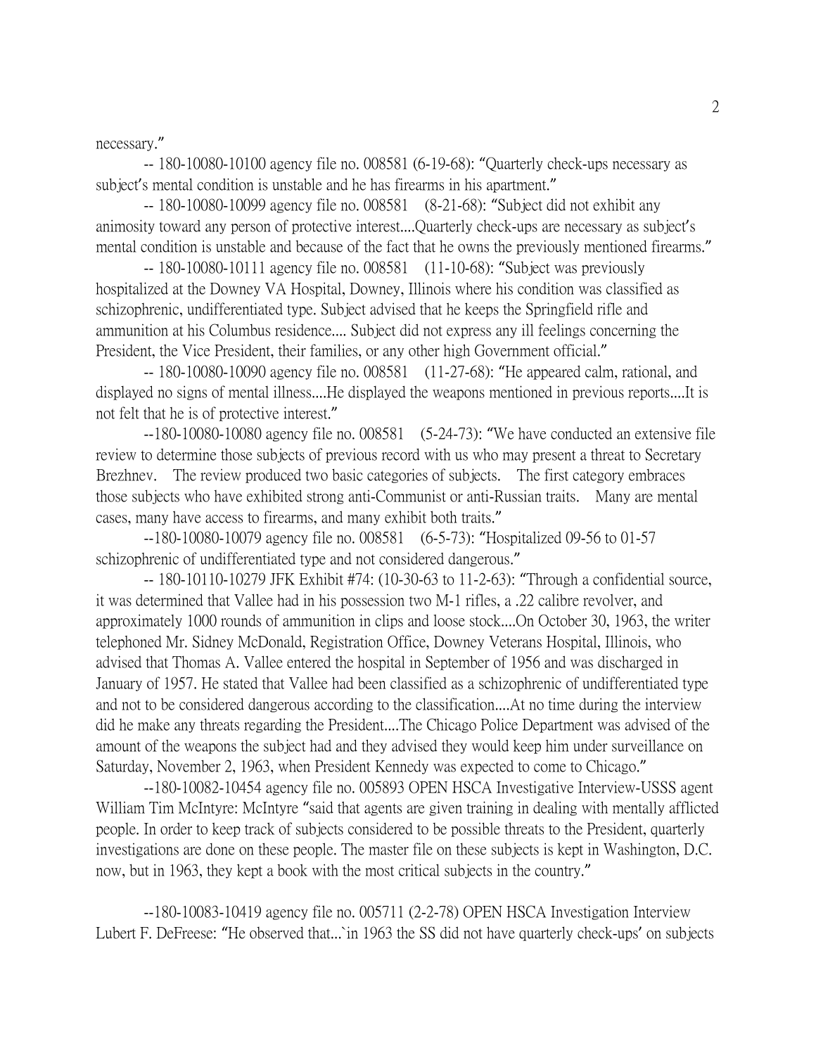necessary."

-- 180-10080-10100 agency file no. 008581 (6-19-68): "Quarterly check-ups necessary as subject's mental condition is unstable and he has firearms in his apartment."

-- 180-10080-10099 agency file no. 008581 (8-21-68): "Subject did not exhibit any animosity toward any person of protective interest....Quarterly check-ups are necessary as subject's mental condition is unstable and because of the fact that he owns the previously mentioned firearms."

-- 180-10080-10111 agency file no. 008581 (11-10-68): "Subject was previously hospitalized at the Downey VA Hospital, Downey, Illinois where his condition was classified as schizophrenic, undifferentiated type. Subject advised that he keeps the Springfield rifle and ammunition at his Columbus residence.... Subject did not express any ill feelings concerning the President, the Vice President, their families, or any other high Government official."

-- 180-10080-10090 agency file no. 008581 (11-27-68): "He appeared calm, rational, and displayed no signs of mental illness....He displayed the weapons mentioned in previous reports....It is not felt that he is of protective interest."

--180-10080-10080 agency file no. 008581 (5-24-73): "We have conducted an extensive file review to determine those subjects of previous record with us who may present a threat to Secretary Brezhnev. The review produced two basic categories of subjects. The first category embraces those subjects who have exhibited strong anti-Communist or anti-Russian traits. Many are mental cases, many have access to firearms, and many exhibit both traits."

--180-10080-10079 agency file no. 008581 (6-5-73): "Hospitalized 09-56 to 01-57 schizophrenic of undifferentiated type and not considered dangerous."

-- 180-10110-10279 JFK Exhibit #74: (10-30-63 to 11-2-63): "Through a confidential source, it was determined that Vallee had in his possession two M-1 rifles, a .22 calibre revolver, and approximately 1000 rounds of ammunition in clips and loose stock....On October 30, 1963, the writer telephoned Mr. Sidney McDonald, Registration Office, Downey Veterans Hospital, Illinois, who advised that Thomas A. Vallee entered the hospital in September of 1956 and was discharged in January of 1957. He stated that Vallee had been classified as a schizophrenic of undifferentiated type and not to be considered dangerous according to the classification....At no time during the interview did he make any threats regarding the President....The Chicago Police Department was advised of the amount of the weapons the subject had and they advised they would keep him under surveillance on Saturday, November 2, 1963, when President Kennedy was expected to come to Chicago."

--180-10082-10454 agency file no. 005893 OPEN HSCA Investigative Interview-USSS agent William Tim McIntyre: McIntyre "said that agents are given training in dealing with mentally afflicted people. In order to keep track of subjects considered to be possible threats to the President, quarterly investigations are done on these people. The master file on these subjects is kept in Washington, D.C. now, but in 1963, they kept a book with the most critical subjects in the country."

--180-10083-10419 agency file no. 005711 (2-2-78) OPEN HSCA Investigation Interview Lubert F. DeFreese: "He observed that...`in 1963 the SS did not have quarterly check-ups' on subjects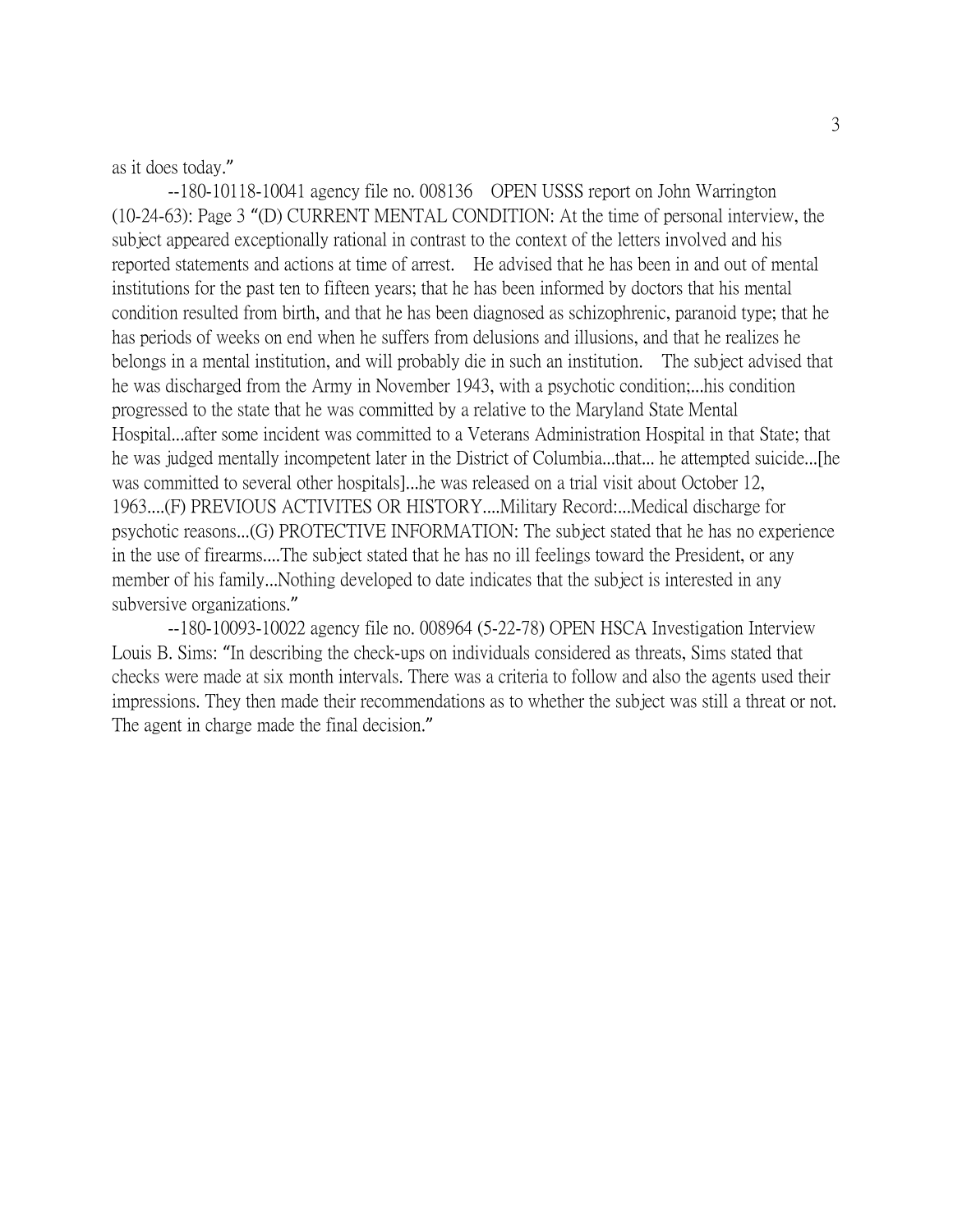as it does today."

--180-10118-10041 agency file no. 008136 OPEN USSS report on John Warrington (10-24-63): Page 3 "(D) CURRENT MENTAL CONDITION: At the time of personal interview, the subject appeared exceptionally rational in contrast to the context of the letters involved and his reported statements and actions at time of arrest. He advised that he has been in and out of mental institutions for the past ten to fifteen years; that he has been informed by doctors that his mental condition resulted from birth, and that he has been diagnosed as schizophrenic, paranoid type; that he has periods of weeks on end when he suffers from delusions and illusions, and that he realizes he belongs in a mental institution, and will probably die in such an institution. The subject advised that he was discharged from the Army in November 1943, with a psychotic condition;...his condition progressed to the state that he was committed by a relative to the Maryland State Mental Hospital...after some incident was committed to a Veterans Administration Hospital in that State; that he was judged mentally incompetent later in the District of Columbia...that... he attempted suicide...[he was committed to several other hospitals]...he was released on a trial visit about October 12, 1963....(F) PREVIOUS ACTIVITES OR HISTORY....Military Record:...Medical discharge for psychotic reasons...(G) PROTECTIVE INFORMATION: The subject stated that he has no experience in the use of firearms....The subject stated that he has no ill feelings toward the President, or any member of his family...Nothing developed to date indicates that the subject is interested in any subversive organizations."

--180-10093-10022 agency file no. 008964 (5-22-78) OPEN HSCA Investigation Interview Louis B. Sims: "In describing the check-ups on individuals considered as threats, Sims stated that checks were made at six month intervals. There was a criteria to follow and also the agents used their impressions. They then made their recommendations as to whether the subject was still a threat or not. The agent in charge made the final decision."